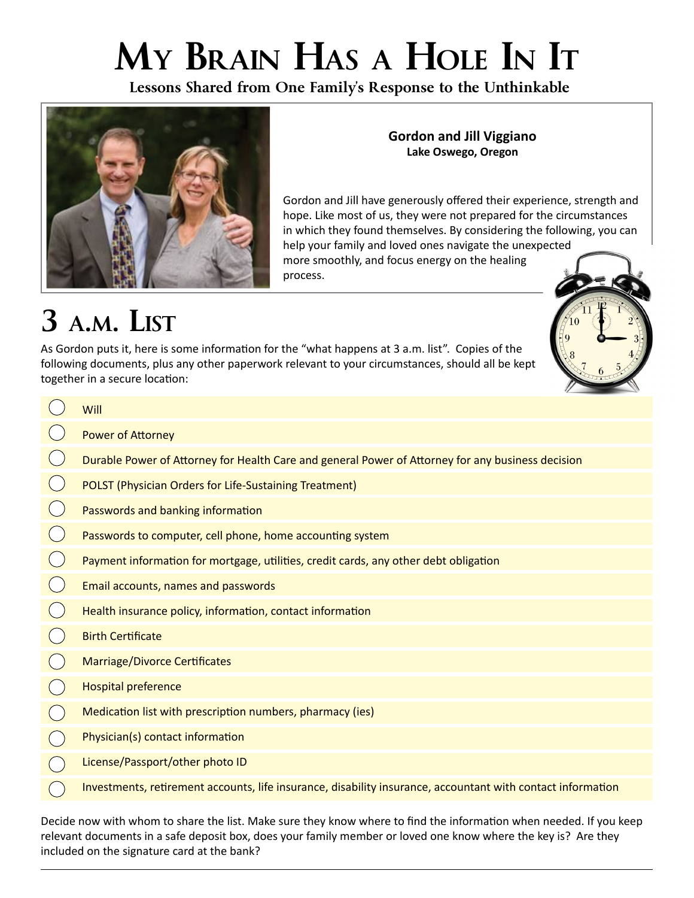# My Brain Has a Hole In It

**Lessons Shared from One Family's Response to the Unthinkable**

**Gordon and Jill Viggiano**
**Lake Oswego, Oregon**

Gordon and Jill have generously offered their experience, strength and hope. Like most of us, they were not prepared for the circumstances in which they found themselves. By considering the following, you can help your family and loved ones navigate the unexpected more smoothly, and focus energy on the healing process.

## 3 a.m. List

As Gordon puts it, here is some information for the "what happens at 3 a.m. list". Copies of the following documents, plus any other paperwork relevant to your circumstances, should all be kept together in a secure location:

- ◯ Will
- ◯ Power of Attorney
- ◯ Durable Power of Attorney for Health Care and general Power of Attorney for any business decision
- ◯ POLST (Physician Orders for Life-Sustaining Treatment)
- ◯ Passwords and banking information
- ◯ Passwords to computer, cell phone, home accounting system
- ◯ Payment information for mortgage, utilities, credit cards, any other debt obligation
- ◯ Email accounts, names and passwords
- ◯ Health insurance policy, information, contact information
- ◯ Birth Certificate
- ◯ Marriage/Divorce Certificates
- ◯ Hospital preference
- ◯ Medication list with prescription numbers, pharmacy (ies)
- ◯ Physician(s) contact information
- ◯ License/Passport/other photo ID
- ◯ Investments, retirement accounts, life insurance, disability insurance, accountant with contact information

Decide now with whom to share the list. Make sure they know where to find the information when needed. If you keep relevant documents in a safe deposit box, does your family member or loved one know where the key is? Are they included on the signature card at the bank?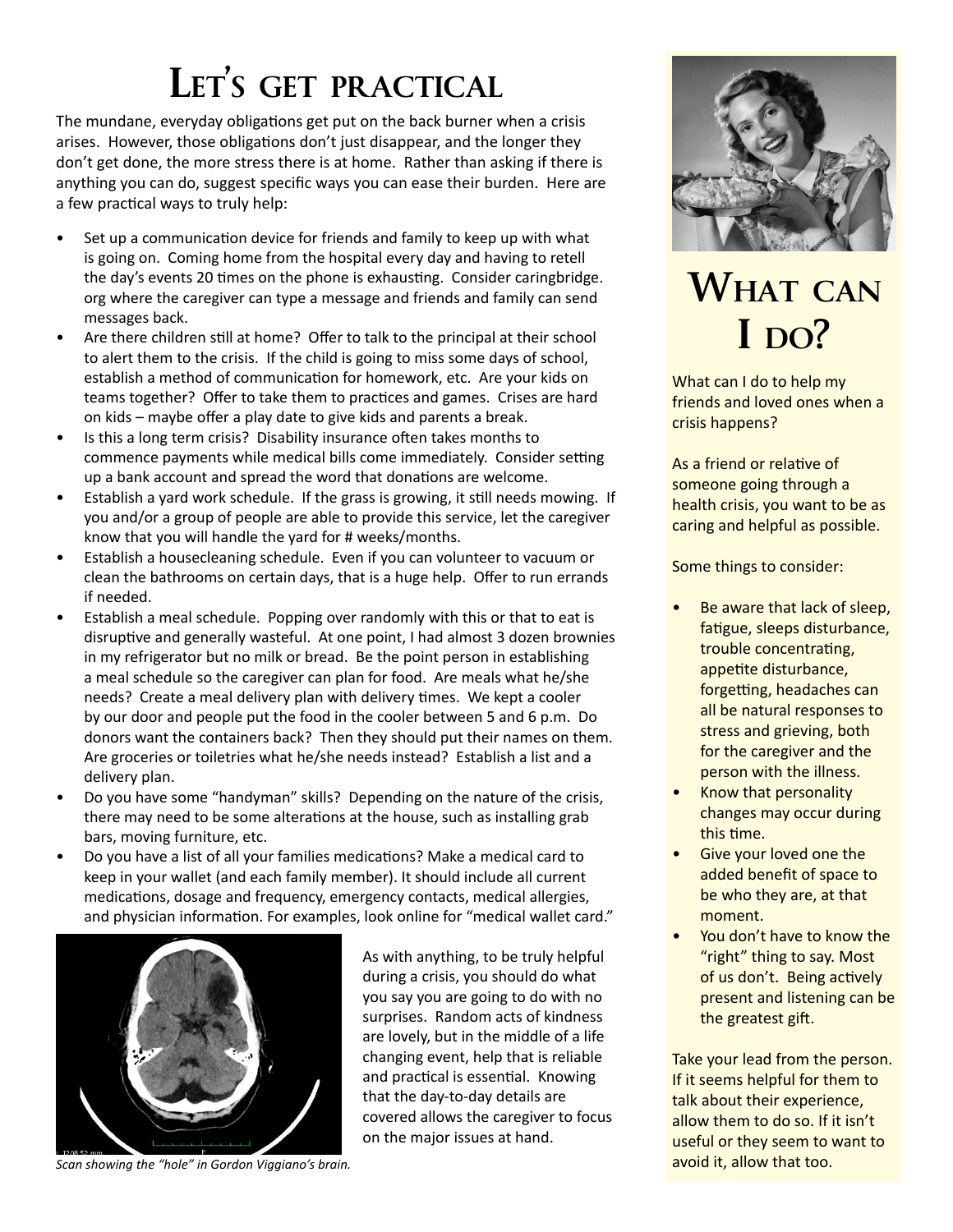# Let's get practical

The mundane, everyday obligations get put on the back burner when a crisis arises. However, those obligations don't just disappear, and the longer they don't get done, the more stress there is at home. Rather than asking if there is anything you can do, suggest specific ways you can ease their burden. Here are a few practical ways to truly help:

- Set up a communication device for friends and family to keep up with what is going on. Coming home from the hospital every day and having to retell the day's events 20 times on the phone is exhausting. Consider caringbridge.org where the caregiver can type a message and friends and family can send messages back.
- Are there children still at home? Offer to talk to the principal at their school to alert them to the crisis. If the child is going to miss some days of school, establish a method of communication for homework, etc. Are your kids on teams together? Offer to take them to practices and games. Crises are hard on kids – maybe offer a play date to give kids and parents a break.
- Is this a long term crisis? Disability insurance often takes months to commence payments while medical bills come immediately. Consider setting up a bank account and spread the word that donations are welcome.
- Establish a yard work schedule. If the grass is growing, it still needs mowing. If you and/or a group of people are able to provide this service, let the caregiver know that you will handle the yard for # weeks/months.
- Establish a housecleaning schedule. Even if you can volunteer to vacuum or clean the bathrooms on certain days, that is a huge help. Offer to run errands if needed.
- Establish a meal schedule. Popping over randomly with this or that to eat is disruptive and generally wasteful. At one point, I had almost 3 dozen brownies in my refrigerator but no milk or bread. Be the point person in establishing a meal schedule so the caregiver can plan for food. Are meals what he/she needs? Create a meal delivery plan with delivery times. We kept a cooler by our door and people put the food in the cooler between 5 and 6 p.m. Do donors want the containers back? Then they should put their names on them. Are groceries or toiletries what he/she needs instead? Establish a list and a delivery plan.
- Do you have some "handyman" skills? Depending on the nature of the crisis, there may need to be some alterations at the house, such as installing grab bars, moving furniture, etc.
- Do you have a list of all your families medications? Make a medical card to keep in your wallet (and each family member). It should include all current medications, dosage and frequency, emergency contacts, medical allergies, and physician information. For examples, look online for "medical wallet card."

*Scan showing the "hole" in Gordon Viggiano's brain.*

As with anything, to be truly helpful during a crisis, you should do what you say you are going to do with no surprises. Random acts of kindness are lovely, but in the middle of a life changing event, help that is reliable and practical is essential. Knowing that the day-to-day details are covered allows the caregiver to focus on the major issues at hand.

## What can I do?

What can I do to help my friends and loved ones when a crisis happens?

As a friend or relative of someone going through a health crisis, you want to be as caring and helpful as possible.

Some things to consider:

- Be aware that lack of sleep, fatigue, sleeps disturbance, trouble concentrating, appetite disturbance, forgetting, headaches can all be natural responses to stress and grieving, both for the caregiver and the person with the illness.
- Know that personality changes may occur during this time.
- Give your loved one the added benefit of space to be who they are, at that moment.
- You don't have to know the "right" thing to say. Most of us don't. Being actively present and listening can be the greatest gift.

Take your lead from the person. If it seems helpful for them to talk about their experience, allow them to do so. If it isn't useful or they seem to want to avoid it, allow that too.